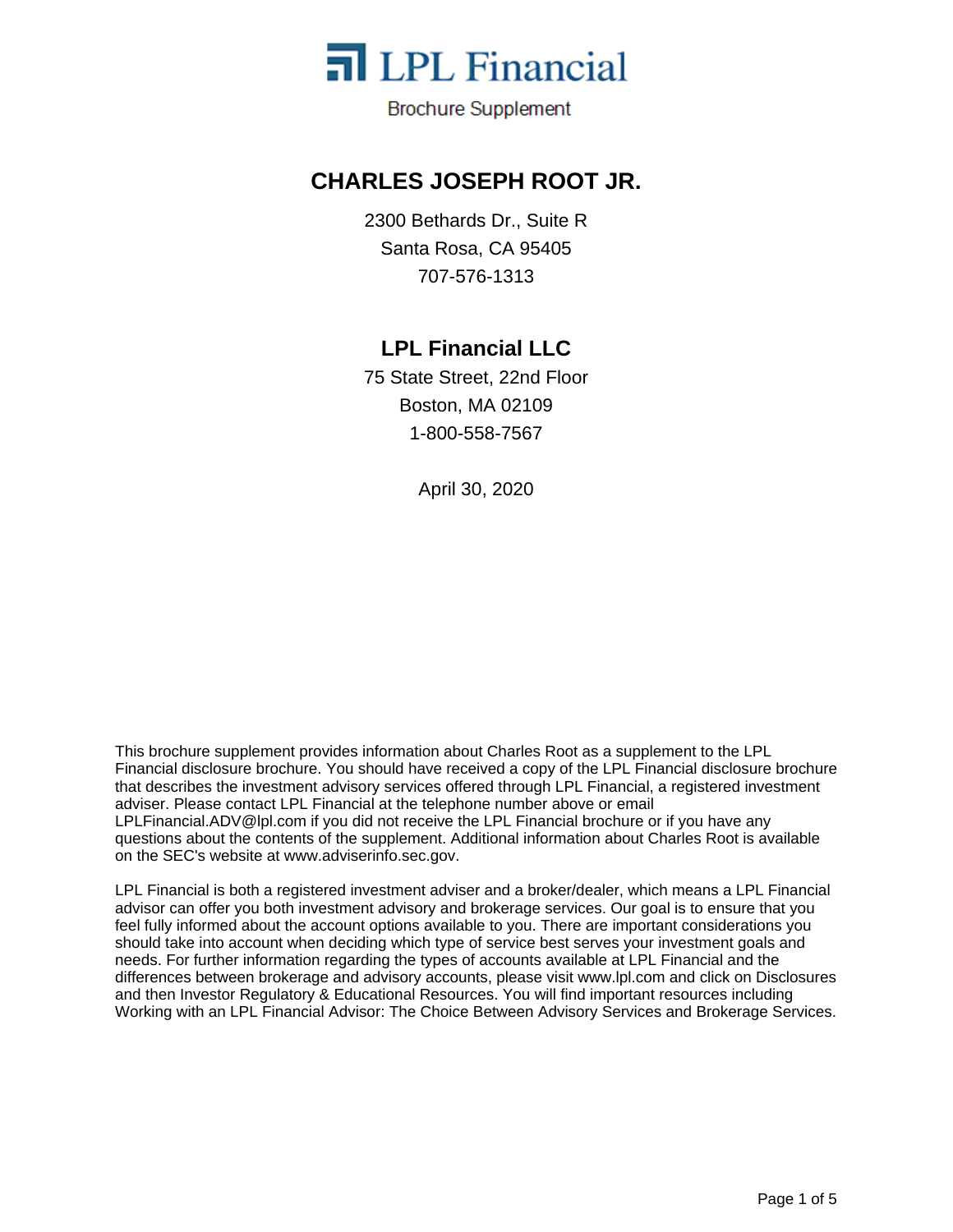LPL Financial

Brochure Supplement

# CHARLES JOSEPH ROOT JR.

2300 Bethards Dr., Suite R
Santa Rosa, CA 95405
707-576-1313

## LPL Financial LLC

75 State Street, 22nd Floor
Boston, MA 02109
1-800-558-7567

April 30, 2020

This brochure supplement provides information about Charles Root as a supplement to the LPL Financial disclosure brochure. You should have received a copy of the LPL Financial disclosure brochure that describes the investment advisory services offered through LPL Financial, a registered investment adviser. Please contact LPL Financial at the telephone number above or email LPLFinancial.ADV@lpl.com if you did not receive the LPL Financial brochure or if you have any questions about the contents of the supplement. Additional information about Charles Root is available on the SEC's website at www.adviserinfo.sec.gov.

LPL Financial is both a registered investment adviser and a broker/dealer, which means a LPL Financial advisor can offer you both investment advisory and brokerage services. Our goal is to ensure that you feel fully informed about the account options available to you. There are important considerations you should take into account when deciding which type of service best serves your investment goals and needs. For further information regarding the types of accounts available at LPL Financial and the differences between brokerage and advisory accounts, please visit www.lpl.com and click on Disclosures and then Investor Regulatory & Educational Resources. You will find important resources including Working with an LPL Financial Advisor: The Choice Between Advisory Services and Brokerage Services.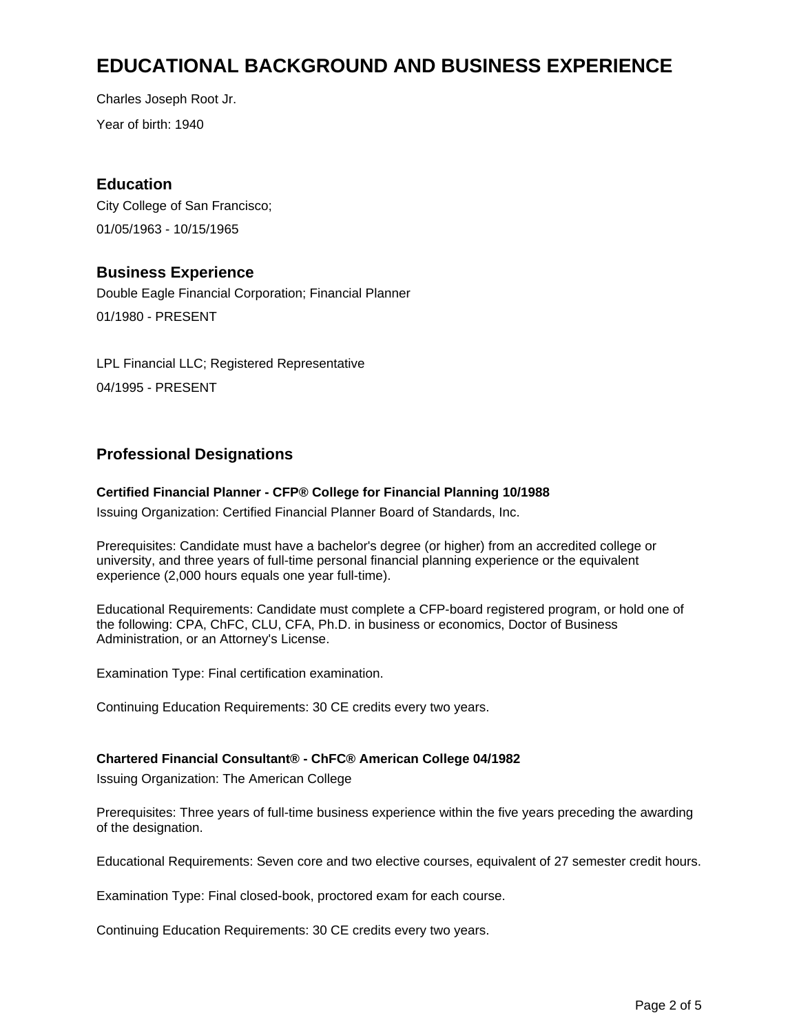# EDUCATIONAL BACKGROUND AND BUSINESS EXPERIENCE

Charles Joseph Root Jr.

Year of birth: 1940

## Education

City College of San Francisco;

01/05/1963 - 10/15/1965

## Business Experience

Double Eagle Financial Corporation; Financial Planner

01/1980 - PRESENT

LPL Financial LLC; Registered Representative

04/1995 - PRESENT

## Professional Designations

**Certified Financial Planner - CFP® College for Financial Planning 10/1988**

Issuing Organization: Certified Financial Planner Board of Standards, Inc.

Prerequisites: Candidate must have a bachelor's degree (or higher) from an accredited college or university, and three years of full-time personal financial planning experience or the equivalent experience (2,000 hours equals one year full-time).

Educational Requirements: Candidate must complete a CFP-board registered program, or hold one of the following: CPA, ChFC, CLU, CFA, Ph.D. in business or economics, Doctor of Business Administration, or an Attorney's License.

Examination Type: Final certification examination.

Continuing Education Requirements: 30 CE credits every two years.

**Chartered Financial Consultant® - ChFC® American College 04/1982**

Issuing Organization: The American College

Prerequisites: Three years of full-time business experience within the five years preceding the awarding of the designation.

Educational Requirements: Seven core and two elective courses, equivalent of 27 semester credit hours.

Examination Type: Final closed-book, proctored exam for each course.

Continuing Education Requirements: 30 CE credits every two years.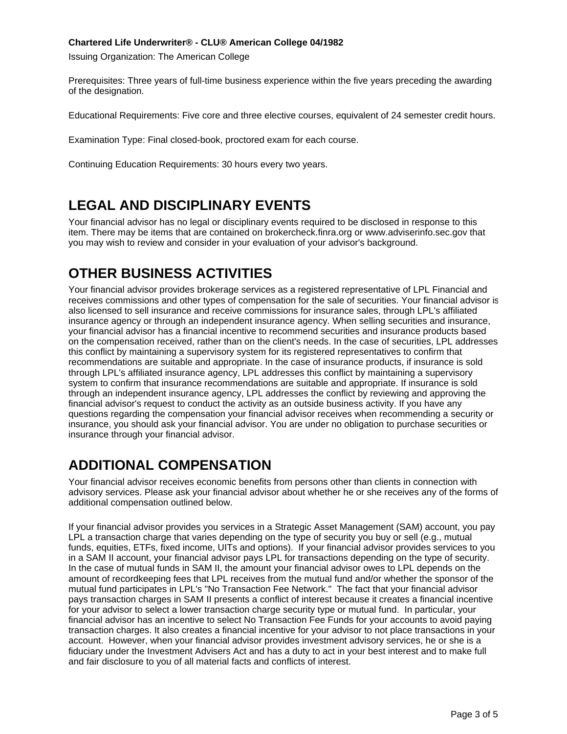**Chartered Life Underwriter® - CLU® American College 04/1982**

Issuing Organization: The American College

Prerequisites: Three years of full-time business experience within the five years preceding the awarding of the designation.

Educational Requirements: Five core and three elective courses, equivalent of 24 semester credit hours.

Examination Type: Final closed-book, proctored exam for each course.

Continuing Education Requirements: 30 hours every two years.

## LEGAL AND DISCIPLINARY EVENTS

Your financial advisor has no legal or disciplinary events required to be disclosed in response to this item. There may be items that are contained on brokercheck.finra.org or www.adviserinfo.sec.gov that you may wish to review and consider in your evaluation of your advisor's background.

## OTHER BUSINESS ACTIVITIES

Your financial advisor provides brokerage services as a registered representative of LPL Financial and receives commissions and other types of compensation for the sale of securities. Your financial advisor is also licensed to sell insurance and receive commissions for insurance sales, through LPL's affiliated insurance agency or through an independent insurance agency. When selling securities and insurance, your financial advisor has a financial incentive to recommend securities and insurance products based on the compensation received, rather than on the client's needs. In the case of securities, LPL addresses this conflict by maintaining a supervisory system for its registered representatives to confirm that recommendations are suitable and appropriate. In the case of insurance products, if insurance is sold through LPL's affiliated insurance agency, LPL addresses this conflict by maintaining a supervisory system to confirm that insurance recommendations are suitable and appropriate. If insurance is sold through an independent insurance agency, LPL addresses the conflict by reviewing and approving the financial advisor's request to conduct the activity as an outside business activity. If you have any questions regarding the compensation your financial advisor receives when recommending a security or insurance, you should ask your financial advisor. You are under no obligation to purchase securities or insurance through your financial advisor.

## ADDITIONAL COMPENSATION

Your financial advisor receives economic benefits from persons other than clients in connection with advisory services. Please ask your financial advisor about whether he or she receives any of the forms of additional compensation outlined below.

If your financial advisor provides you services in a Strategic Asset Management (SAM) account, you pay LPL a transaction charge that varies depending on the type of security you buy or sell (e.g., mutual funds, equities, ETFs, fixed income, UITs and options). If your financial advisor provides services to you in a SAM II account, your financial advisor pays LPL for transactions depending on the type of security. In the case of mutual funds in SAM II, the amount your financial advisor owes to LPL depends on the amount of recordkeeping fees that LPL receives from the mutual fund and/or whether the sponsor of the mutual fund participates in LPL's "No Transaction Fee Network." The fact that your financial advisor pays transaction charges in SAM II presents a conflict of interest because it creates a financial incentive for your advisor to select a lower transaction charge security type or mutual fund. In particular, your financial advisor has an incentive to select No Transaction Fee Funds for your accounts to avoid paying transaction charges. It also creates a financial incentive for your advisor to not place transactions in your account. However, when your financial advisor provides investment advisory services, he or she is a fiduciary under the Investment Advisers Act and has a duty to act in your best interest and to make full and fair disclosure to you of all material facts and conflicts of interest.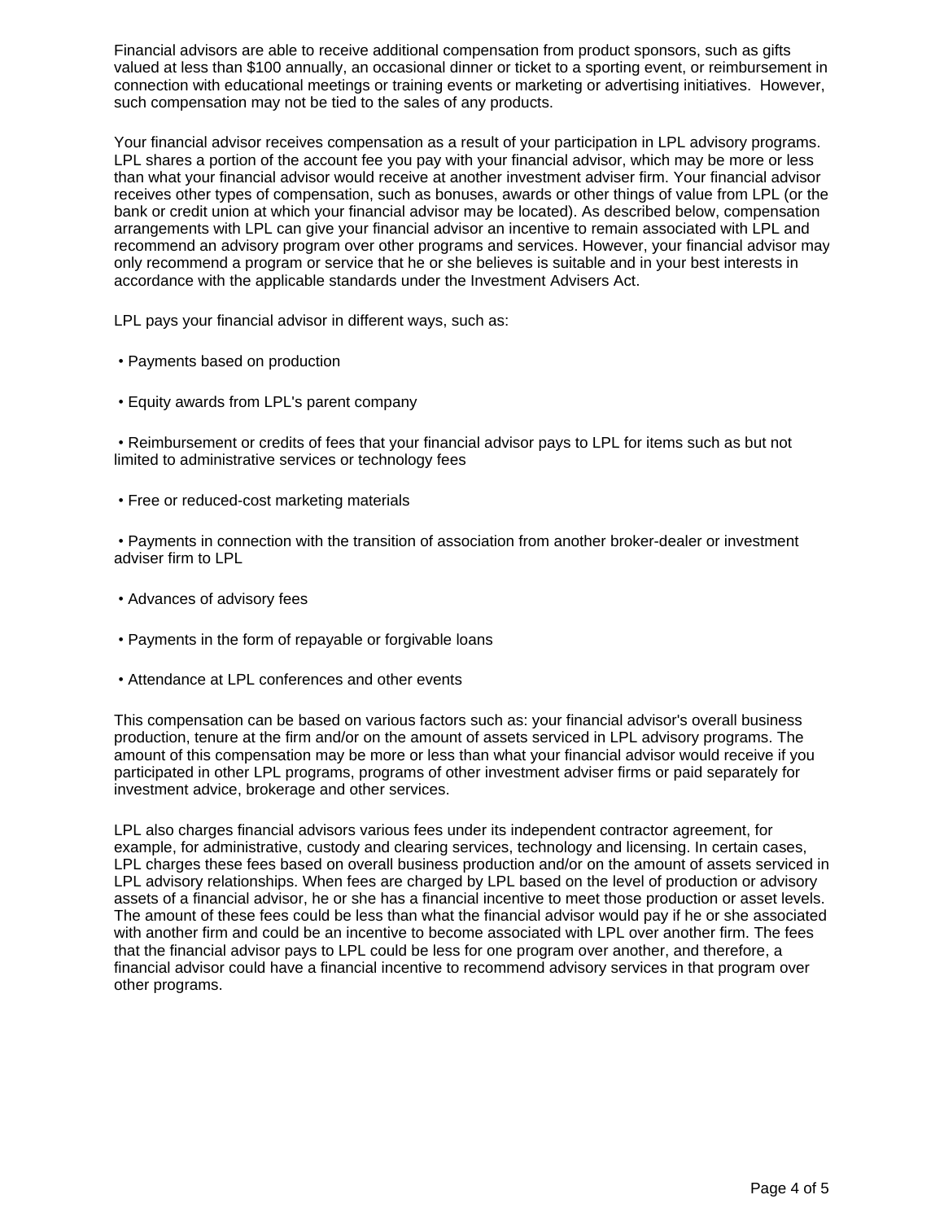Financial advisors are able to receive additional compensation from product sponsors, such as gifts valued at less than $100 annually, an occasional dinner or ticket to a sporting event, or reimbursement in connection with educational meetings or training events or marketing or advertising initiatives.  However, such compensation may not be tied to the sales of any products.

Your financial advisor receives compensation as a result of your participation in LPL advisory programs. LPL shares a portion of the account fee you pay with your financial advisor, which may be more or less than what your financial advisor would receive at another investment adviser firm. Your financial advisor receives other types of compensation, such as bonuses, awards or other things of value from LPL (or the bank or credit union at which your financial advisor may be located). As described below, compensation arrangements with LPL can give your financial advisor an incentive to remain associated with LPL and recommend an advisory program over other programs and services. However, your financial advisor may only recommend a program or service that he or she believes is suitable and in your best interests in accordance with the applicable standards under the Investment Advisers Act.

LPL pays your financial advisor in different ways, such as:

- Payments based on production
- Equity awards from LPL's parent company
- Reimbursement or credits of fees that your financial advisor pays to LPL for items such as but not limited to administrative services or technology fees
- Free or reduced-cost marketing materials
- Payments in connection with the transition of association from another broker-dealer or investment adviser firm to LPL
- Advances of advisory fees
- Payments in the form of repayable or forgivable loans
- Attendance at LPL conferences and other events

This compensation can be based on various factors such as: your financial advisor's overall business production, tenure at the firm and/or on the amount of assets serviced in LPL advisory programs. The amount of this compensation may be more or less than what your financial advisor would receive if you participated in other LPL programs, programs of other investment adviser firms or paid separately for investment advice, brokerage and other services.

LPL also charges financial advisors various fees under its independent contractor agreement, for example, for administrative, custody and clearing services, technology and licensing. In certain cases, LPL charges these fees based on overall business production and/or on the amount of assets serviced in LPL advisory relationships. When fees are charged by LPL based on the level of production or advisory assets of a financial advisor, he or she has a financial incentive to meet those production or asset levels. The amount of these fees could be less than what the financial advisor would pay if he or she associated with another firm and could be an incentive to become associated with LPL over another firm. The fees that the financial advisor pays to LPL could be less for one program over another, and therefore, a financial advisor could have a financial incentive to recommend advisory services in that program over other programs.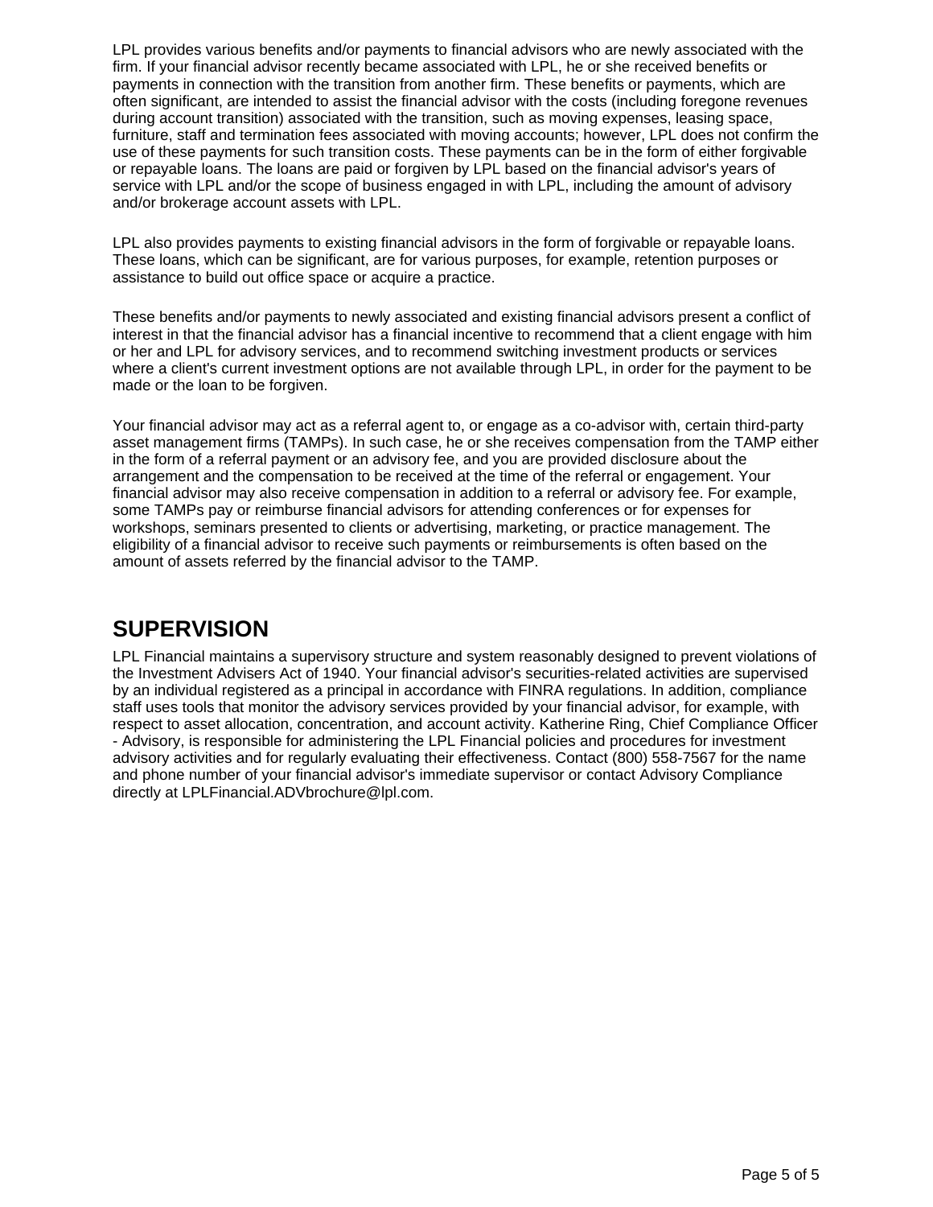LPL provides various benefits and/or payments to financial advisors who are newly associated with the firm. If your financial advisor recently became associated with LPL, he or she received benefits or payments in connection with the transition from another firm. These benefits or payments, which are often significant, are intended to assist the financial advisor with the costs (including foregone revenues during account transition) associated with the transition, such as moving expenses, leasing space, furniture, staff and termination fees associated with moving accounts; however, LPL does not confirm the use of these payments for such transition costs. These payments can be in the form of either forgivable or repayable loans. The loans are paid or forgiven by LPL based on the financial advisor's years of service with LPL and/or the scope of business engaged in with LPL, including the amount of advisory and/or brokerage account assets with LPL.

LPL also provides payments to existing financial advisors in the form of forgivable or repayable loans. These loans, which can be significant, are for various purposes, for example, retention purposes or assistance to build out office space or acquire a practice.

These benefits and/or payments to newly associated and existing financial advisors present a conflict of interest in that the financial advisor has a financial incentive to recommend that a client engage with him or her and LPL for advisory services, and to recommend switching investment products or services where a client's current investment options are not available through LPL, in order for the payment to be made or the loan to be forgiven.

Your financial advisor may act as a referral agent to, or engage as a co-advisor with, certain third-party asset management firms (TAMPs). In such case, he or she receives compensation from the TAMP either in the form of a referral payment or an advisory fee, and you are provided disclosure about the arrangement and the compensation to be received at the time of the referral or engagement. Your financial advisor may also receive compensation in addition to a referral or advisory fee. For example, some TAMPs pay or reimburse financial advisors for attending conferences or for expenses for workshops, seminars presented to clients or advertising, marketing, or practice management. The eligibility of a financial advisor to receive such payments or reimbursements is often based on the amount of assets referred by the financial advisor to the TAMP.

## SUPERVISION

LPL Financial maintains a supervisory structure and system reasonably designed to prevent violations of the Investment Advisers Act of 1940. Your financial advisor's securities-related activities are supervised by an individual registered as a principal in accordance with FINRA regulations. In addition, compliance staff uses tools that monitor the advisory services provided by your financial advisor, for example, with respect to asset allocation, concentration, and account activity. Katherine Ring, Chief Compliance Officer - Advisory, is responsible for administering the LPL Financial policies and procedures for investment advisory activities and for regularly evaluating their effectiveness. Contact (800) 558-7567 for the name and phone number of your financial advisor's immediate supervisor or contact Advisory Compliance directly at LPLFinancial.ADVbrochure@lpl.com.